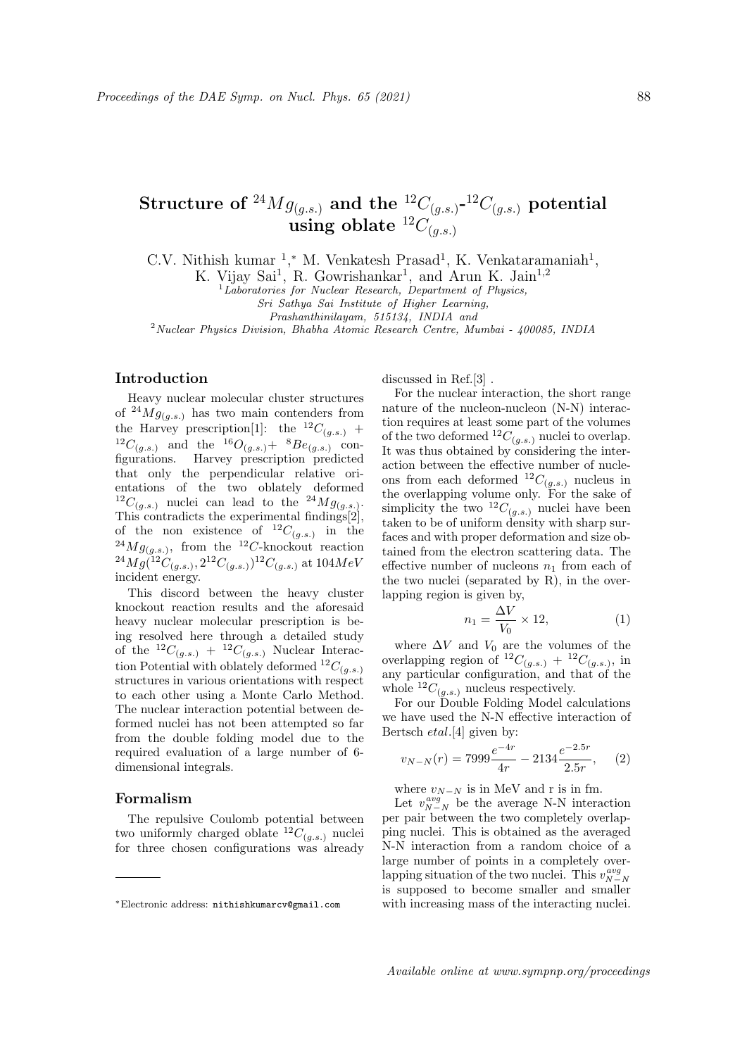# Structure of $^{24}Mg_{(g.s.)}$ and the $^{12}C_{(g.s.)}$-$^{12}C_{(g.s.)}$ potential using oblate $^{12}C_{(g.s.)}$

C.V. Nithish kumar [1,*], M. Venkatesh Prasad[1], K. Venkataramaniah[1], K. Vijay Sai[1], R. Gowrishankar[1], and Arun K. Jain[1,2]

[1] *Laboratories for Nuclear Research, Department of Physics, Sri Sathya Sai Institute of Higher Learning, Prashanthinilayam, 515134, INDIA and*

[2] *Nuclear Physics Division, Bhabha Atomic Research Centre, Mumbai - 400085, INDIA*

## Introduction

Heavy nuclear molecular cluster structures of $^{24}Mg_{(g.s.)}$ has two main contenders from the Harvey prescription[1]: the $^{12}C_{(g.s.)}$ + $^{12}C_{(g.s.)}$ and the $^{16}O_{(g.s.)}$+ $^{8}Be_{(g.s.)}$ configurations. Harvey prescription predicted that only the perpendicular relative orientations of the two oblately deformed $^{12}C_{(g.s.)}$ nuclei can lead to the $^{24}Mg_{(g.s.)}$. This contradicts the experimental findings[2], of the non existence of $^{12}C_{(g.s.)}$ in the $^{24}Mg_{(g.s.)}$, from the $^{12}C$-knockout reaction $^{24}Mg(^{12}C_{(g.s.)}, 2^{12}C_{(g.s.)})^{12}C_{(g.s.)}$ at $104 MeV$ incident energy.

This discord between the heavy cluster knockout reaction results and the aforesaid heavy nuclear molecular prescription is being resolved here through a detailed study of the $^{12}C_{(g.s.)}$ + $^{12}C_{(g.s.)}$ Nuclear Interaction Potential with oblately deformed $^{12}C_{(g.s.)}$ structures in various orientations with respect to each other using a Monte Carlo Method. The nuclear interaction potential between deformed nuclei has not been attempted so far from the double folding model due to the required evaluation of a large number of 6-dimensional integrals.

## Formalism

The repulsive Coulomb potential between two uniformly charged oblate $^{12}C_{(g.s.)}$ nuclei for three chosen configurations was already discussed in Ref.[3] .

For the nuclear interaction, the short range nature of the nucleon-nucleon (N-N) interaction requires at least some part of the volumes of the two deformed $^{12}C_{(g.s.)}$ nuclei to overlap. It was thus obtained by considering the interaction between the effective number of nucleons from each deformed $^{12}C_{(g.s.)}$ nucleus in the overlapping volume only. For the sake of simplicity the two $^{12}C_{(g.s.)}$ nuclei have been taken to be of uniform density with sharp surfaces and with proper deformation and size obtained from the electron scattering data. The effective number of nucleons $n_1$ from each of the two nuclei (separated by R), in the overlapping region is given by,

$$n_1 = \frac{\Delta V}{V_0} \times 12, \qquad (1)$$

where $\Delta V$ and $V_0$ are the volumes of the overlapping region of $^{12}C_{(g.s.)}$ + $^{12}C_{(g.s.)}$, in any particular configuration, and that of the whole $^{12}C_{(g.s.)}$ nucleus respectively.

For our Double Folding Model calculations we have used the N-N effective interaction of Bertsch *etal.*[4] given by:

$$v_{N-N}(r) = 7999\frac{e^{-4r}}{4r} - 2134\frac{e^{-2.5r}}{2.5r}, \qquad (2)$$

where $v_{N-N}$ is in MeV and r is in fm.

Let $v_{N-N}^{avg}$ be the average N-N interaction per pair between the two completely overlapping nuclei. This is obtained as the averaged N-N interaction from a random choice of a large number of points in a completely overlapping situation of the two nuclei. This $v_{N-N}^{avg}$ is supposed to become smaller and smaller with increasing mass of the interacting nuclei.

*Electronic address: nithishkumarcv@gmail.com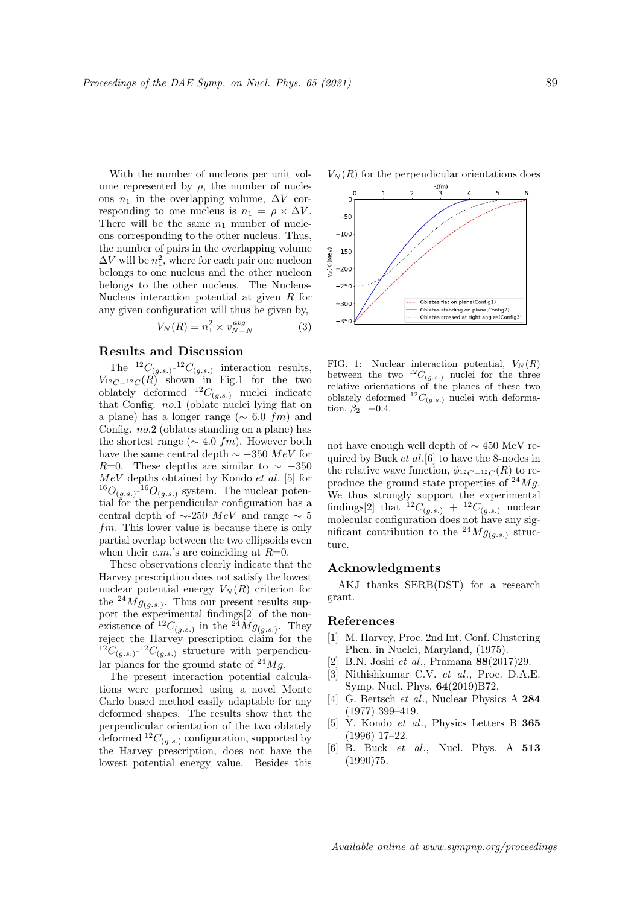With the number of nucleons per unit volume represented by $\rho$, the number of nucleons $n_1$ in the overlapping volume, $\Delta V$ corresponding to one nucleus is $n_1 = \rho \times \Delta V$. There will be the same $n_1$ number of nucleons corresponding to the other nucleus. Thus, the number of pairs in the overlapping volume $\Delta V$ will be $n_1^2$, where for each pair one nucleon belongs to one nucleus and the other nucleon belongs to the other nucleus. The Nucleus-Nucleus interaction potential at given $R$ for any given configuration will thus be given by,

$$V_N(R) = n_1^2 \times v_{N-N}^{avg} \tag{3}$$

## Results and Discussion

The $^{12}C_{(g.s.)}$-$^{12}C_{(g.s.)}$ interaction results, $V_{^{12}C-^{12}C}(R)$ shown in Fig.1 for the two oblately deformed $^{12}C_{(g.s.)}$ nuclei indicate that Config. *no*.1 (oblate nuclei lying flat on a plane) has a longer range ($\sim$ 6.0 $fm$) and Config. *no*.2 (oblates standing on a plane) has the shortest range ($\sim$ 4.0 $fm$). However both have the same central depth $\sim -350$ $MeV$ for $R$=0. These depths are similar to $\sim -350$ $MeV$ depths obtained by Kondo *et al.* [5] for $^{16}O_{(g.s.)}$-$^{16}O_{(g.s.)}$ system. The nuclear potential for the perpendicular configuration has a central depth of $\sim$-250 $MeV$ and range $\sim$ 5 $fm$. This lower value is because there is only partial overlap between the two ellipsoids even when their $c.m.$'s are coinciding at $R$=0.

These observations clearly indicate that the Harvey prescription does not satisfy the lowest nuclear potential energy $V_N(R)$ criterion for the $^{24}Mg_{(g.s.)}$. Thus our present results support the experimental findings[2] of the non-existence of $^{12}C_{(g.s.)}$ in the $^{24}Mg_{(g.s.)}$. They reject the Harvey prescription claim for the $^{12}C_{(g.s.)}$-$^{12}C_{(g.s.)}$ structure with perpendicular planes for the ground state of $^{24}Mg$.

The present interaction potential calculations were performed using a novel Monte Carlo based method easily adaptable for any deformed shapes. The results show that the perpendicular orientation of the two oblately deformed $^{12}C_{(g.s.)}$ configuration, supported by the Harvey prescription, does not have the lowest potential energy value. Besides this $V_N(R)$ for the perpendicular orientations does not have enough well depth of $\sim$ 450 MeV required by Buck *et al.*[6] to have the 8-nodes in the relative wave function, $\phi_{^{12}C-^{12}C}(R)$ to reproduce the ground state properties of $^{24}Mg$. We thus strongly support the experimental findings[2] that $^{12}C_{(g.s.)}$ + $^{12}C_{(g.s.)}$ nuclear molecular configuration does not have any significant contribution to the $^{24}Mg_{(g.s.)}$ structure.

R(fm)
0 1 2 3 4 5 6
0
−50
−100
−150
−200
−250
−300
−350
$V_N(R)$(MeV)
Oblates flat on plane(Config1)
Oblates standing on plane(Config2)
Oblates crossed at right angles(Config3)

FIG. 1: Nuclear interaction potential, $V_N(R)$ between the two $^{12}C_{(g.s.)}$ nuclei for the three relative orientations of the planes of these two oblately deformed $^{12}C_{(g.s.)}$ nuclei with deformation, $\beta_2$=−0.4.

## Acknowledgments

AKJ thanks SERB(DST) for a research grant.

## References

[1] M. Harvey, Proc. 2nd Int. Conf. Clustering Phen. in Nuclei, Maryland, (1975).

[2] B.N. Joshi *et al.*, Pramana **88**(2017)29.

[3] Nithishkumar C.V. *et al.*, Proc. D.A.E. Symp. Nucl. Phys. **64**(2019)B72.

[4] G. Bertsch *et al.*, Nuclear Physics A **284** (1977) 399–419.

[5] Y. Kondo *et al.*, Physics Letters B **365** (1996) 17–22.

[6] B. Buck *et al.*, Nucl. Phys. A **513** (1990)75.